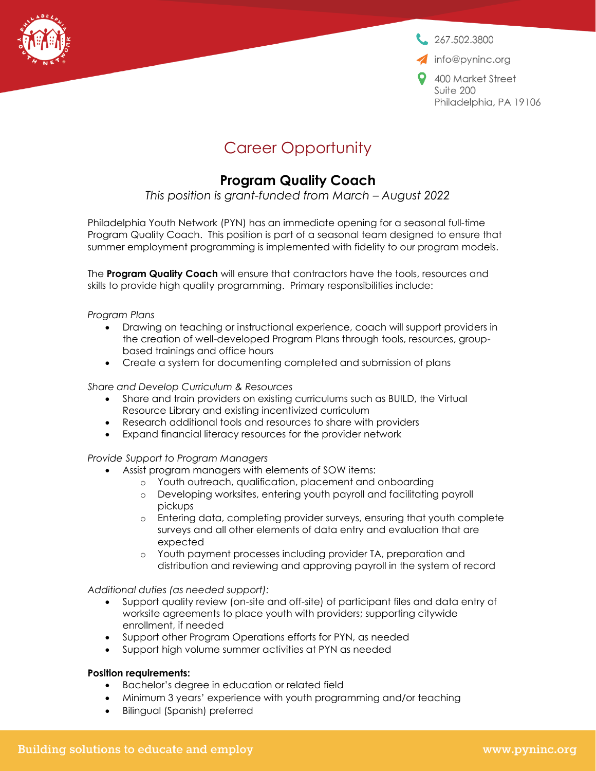267.502.3800

info@pyninc.org

400 Market Street
Suite 200
Philadelphia, PA 19106

# Career Opportunity

## Program Quality Coach

*This position is grant-funded from March – August 2022*

Philadelphia Youth Network (PYN) has an immediate opening for a seasonal full-time Program Quality Coach. This position is part of a seasonal team designed to ensure that summer employment programming is implemented with fidelity to our program models.

The **Program Quality Coach** will ensure that contractors have the tools, resources and skills to provide high quality programming. Primary responsibilities include:

*Program Plans*

- Drawing on teaching or instructional experience, coach will support providers in the creation of well-developed Program Plans through tools, resources, group-based trainings and office hours
- Create a system for documenting completed and submission of plans

*Share and Develop Curriculum & Resources*

- Share and train providers on existing curriculums such as BUILD, the Virtual Resource Library and existing incentivized curriculum
- Research additional tools and resources to share with providers
- Expand financial literacy resources for the provider network

*Provide Support to Program Managers*

- Assist program managers with elements of SOW items:
  - Youth outreach, qualification, placement and onboarding
  - Developing worksites, entering youth payroll and facilitating payroll pickups
  - Entering data, completing provider surveys, ensuring that youth complete surveys and all other elements of data entry and evaluation that are expected
  - Youth payment processes including provider TA, preparation and distribution and reviewing and approving payroll in the system of record

*Additional duties (as needed support):*

- Support quality review (on-site and off-site) of participant files and data entry of worksite agreements to place youth with providers; supporting citywide enrollment, if needed
- Support other Program Operations efforts for PYN, as needed
- Support high volume summer activities at PYN as needed

**Position requirements:**

- Bachelor's degree in education or related field
- Minimum 3 years' experience with youth programming and/or teaching
- Bilingual (Spanish) preferred

Building solutions to educate and employ www.pyninc.org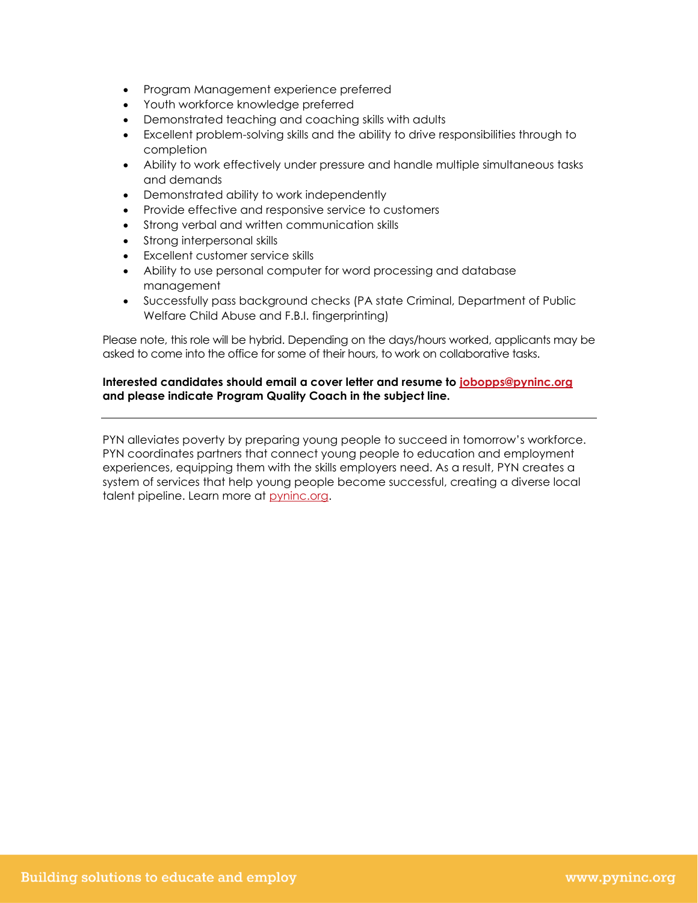- Program Management experience preferred
- Youth workforce knowledge preferred
- Demonstrated teaching and coaching skills with adults
- Excellent problem-solving skills and the ability to drive responsibilities through to completion
- Ability to work effectively under pressure and handle multiple simultaneous tasks and demands
- Demonstrated ability to work independently
- Provide effective and responsive service to customers
- Strong verbal and written communication skills
- Strong interpersonal skills
- Excellent customer service skills
- Ability to use personal computer for word processing and database management
- Successfully pass background checks (PA state Criminal, Department of Public Welfare Child Abuse and F.B.I. fingerprinting)

Please note, this role will be hybrid. Depending on the days/hours worked, applicants may be asked to come into the office for some of their hours, to work on collaborative tasks.

**Interested candidates should email a cover letter and resume to [jobopps@pyninc.org](mailto:jobopps@pyninc.org) and please indicate Program Quality Coach in the subject line.**

---

PYN alleviates poverty by preparing young people to succeed in tomorrow's workforce. PYN coordinates partners that connect young people to education and employment experiences, equipping them with the skills employers need. As a result, PYN creates a system of services that help young people become successful, creating a diverse local talent pipeline. Learn more at [pyninc.org](https://pyninc.org).